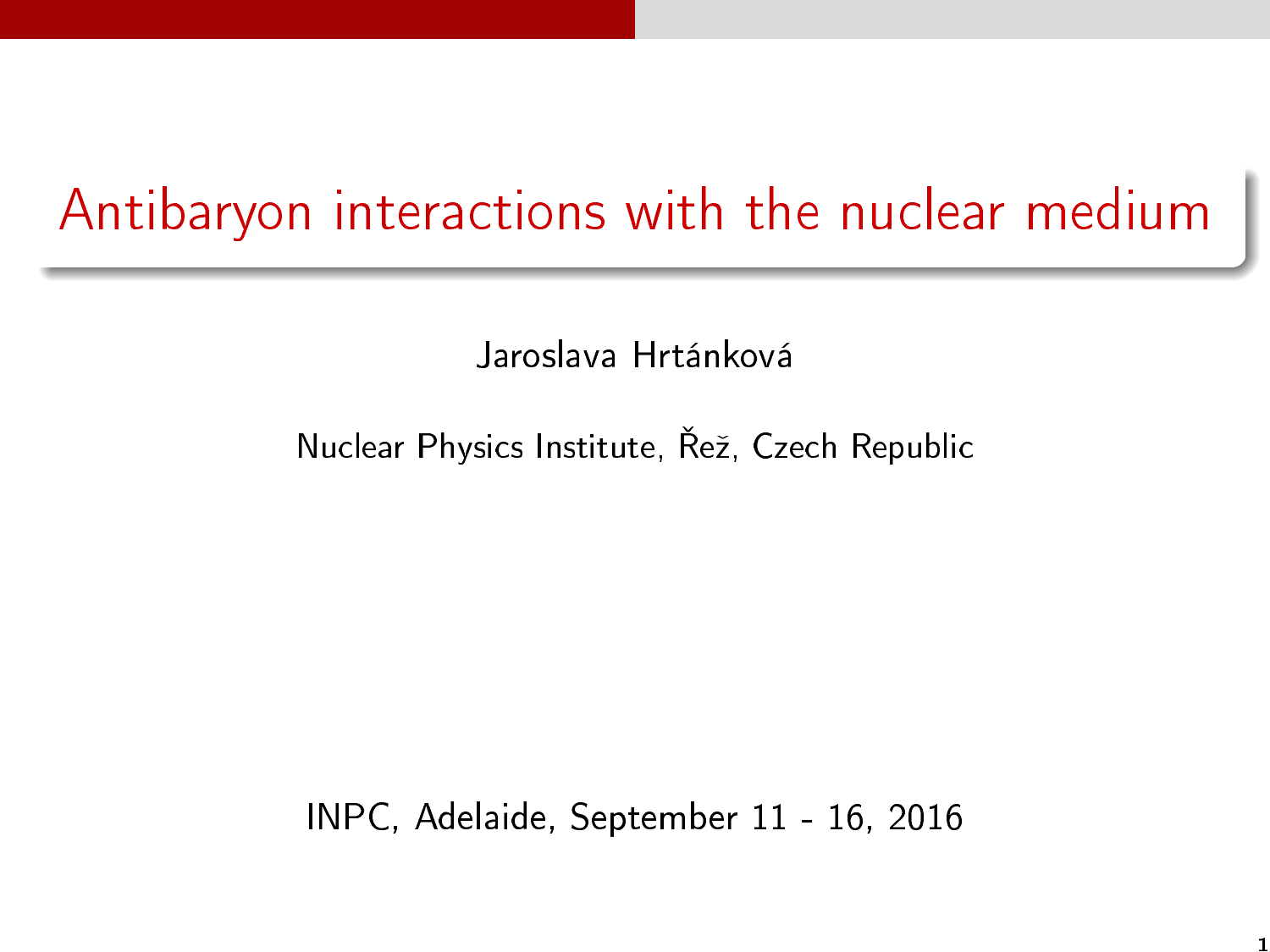# Antibaryon interactions with the nuclear medium

Jaroslava Hrtánková

Nuclear Physics Institute, Řež, Czech Republic

INPC, Adelaide, September 11 - 16, 2016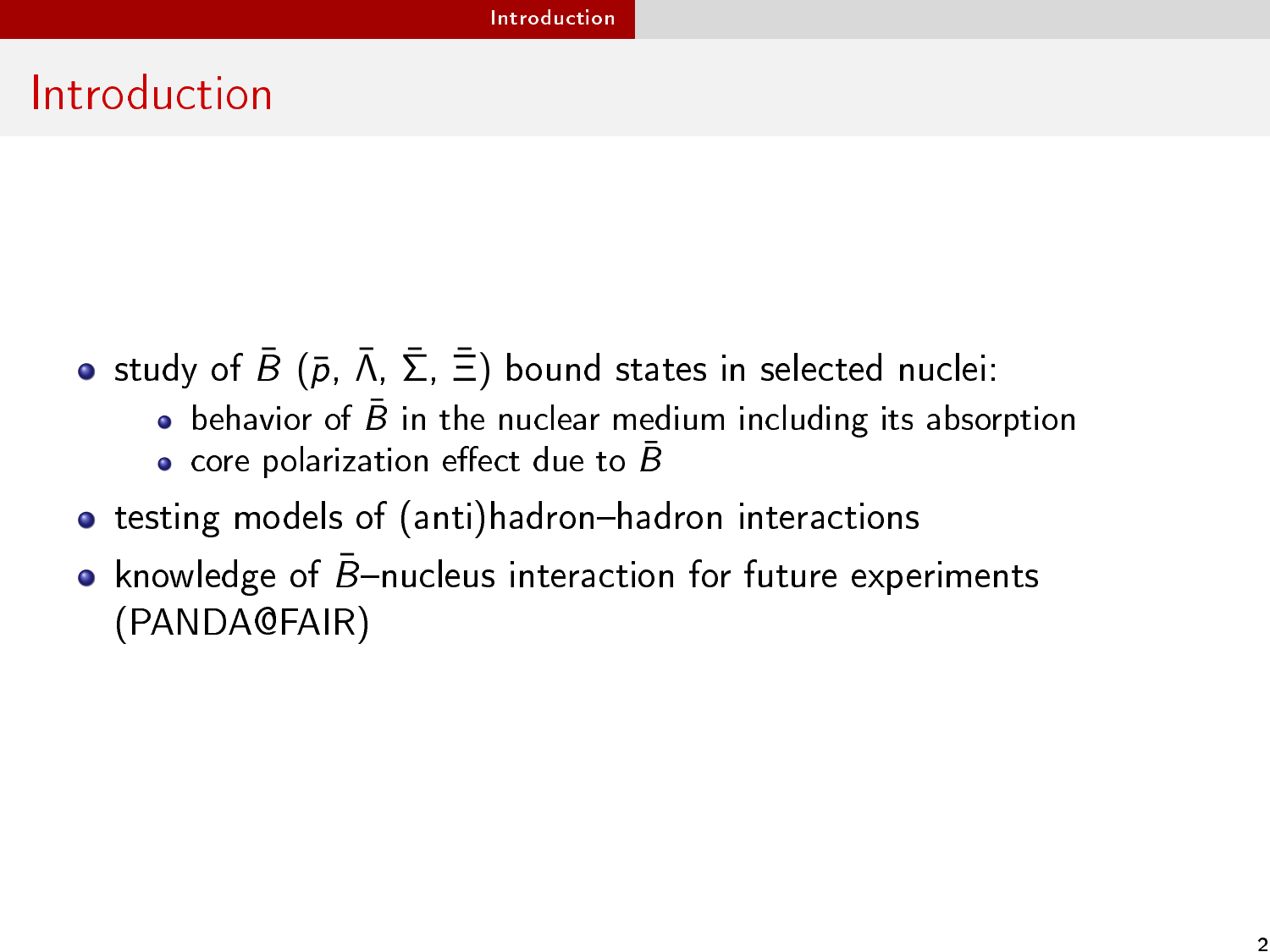# Introduction

- study of $\bar{B}$ ($\bar{p}$, $\bar{\Lambda}$, $\bar{\Sigma}$, $\bar{\Xi}$) bound states in selected nuclei:
  - behavior of $\bar{B}$ in the nuclear medium including its absorption
  - core polarization effect due to $\bar{B}$
- testing models of (anti)hadron–hadron interactions
- knowledge of $\bar{B}$–nucleus interaction for future experiments (PANDA@FAIR)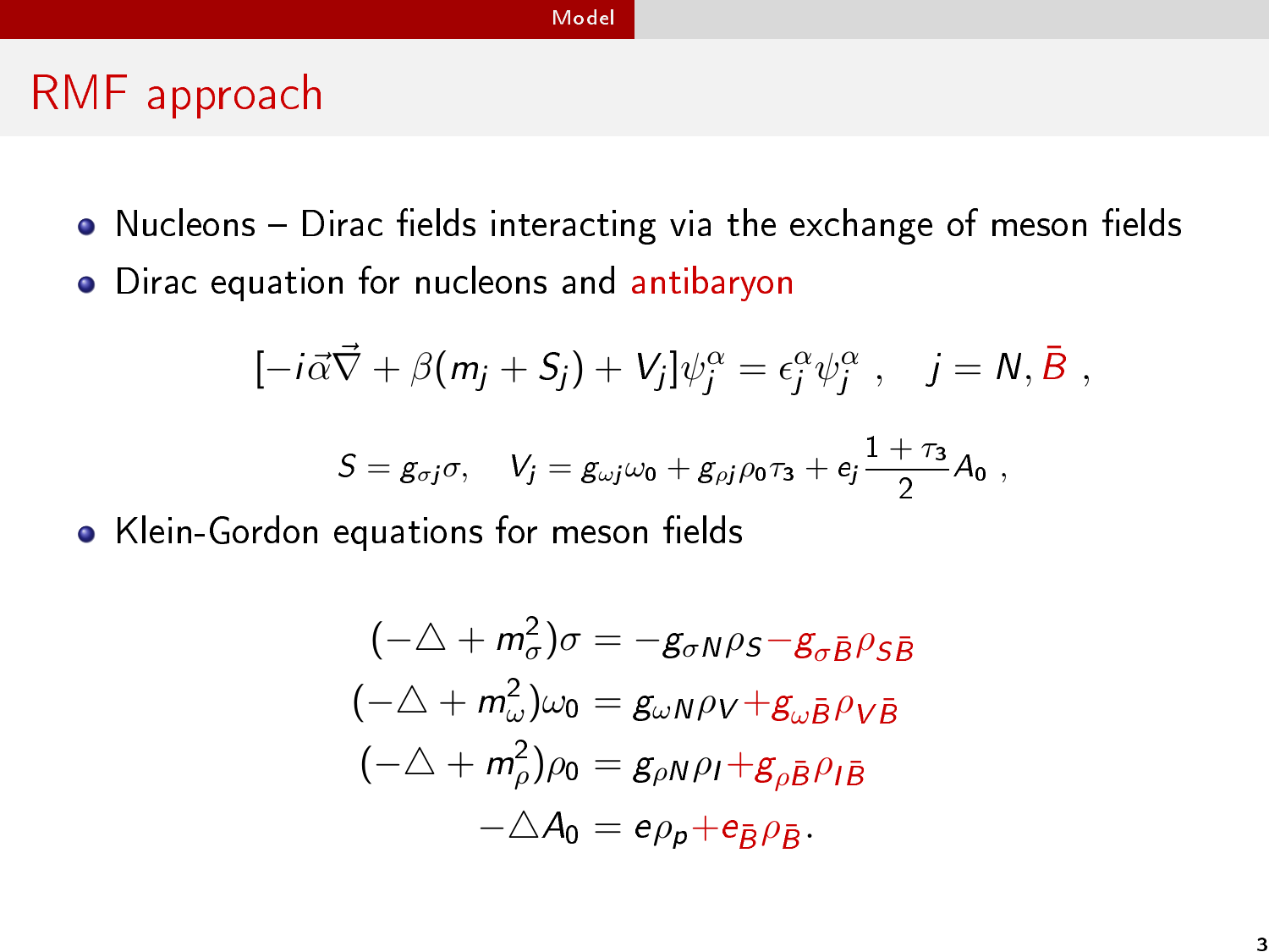# RMF approach

- Nucleons – Dirac fields interacting via the exchange of meson fields
- Dirac equation for nucleons and antibaryon

$$[-i\vec{\alpha}\vec{\nabla} + \beta(m_j + S_j) + V_j]\psi_j^\alpha = \epsilon_j^\alpha \psi_j^\alpha \ , \quad j = N, \bar{B} \ ,$$

$$S = g_{\sigma j}\sigma, \quad V_j = g_{\omega j}\omega_0 + g_{\rho j}\rho_0\tau_3 + e_j\frac{1+\tau_3}{2}A_0 \ ,$$

- Klein-Gordon equations for meson fields

$$
\begin{aligned}
(-\triangle + m_\sigma^2)\sigma &= -g_{\sigma N}\rho_S - g_{\sigma\bar{B}}\rho_{S\bar{B}} \\
(-\triangle + m_\omega^2)\omega_0 &= g_{\omega N}\rho_V + g_{\omega\bar{B}}\rho_{V\bar{B}} \\
(-\triangle + m_\rho^2)\rho_0 &= g_{\rho N}\rho_I + g_{\rho\bar{B}}\rho_{I\bar{B}} \\
-\triangle A_0 &= e\rho_p + e_{\bar{B}}\rho_{\bar{B}}.
\end{aligned}
$$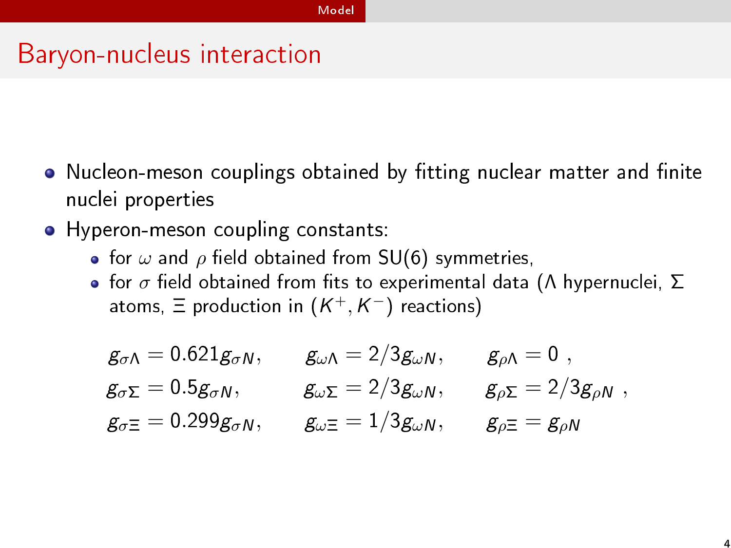# Baryon-nucleus interaction

- Nucleon-meson couplings obtained by fitting nuclear matter and finite nuclei properties
- Hyperon-meson coupling constants:
  - for $\omega$ and $\rho$ field obtained from SU(6) symmetries,
  - for $\sigma$ field obtained from fits to experimental data ($\Lambda$ hypernuclei, $\Sigma$ atoms, $\Xi$ production in $(K^+, K^-)$ reactions)

$$
\begin{aligned}
g_{\sigma\Lambda} &= 0.621 g_{\sigma N}, & g_{\omega\Lambda} &= 2/3 g_{\omega N}, & g_{\rho\Lambda} &= 0\ , \\
g_{\sigma\Sigma} &= 0.5 g_{\sigma N}, & g_{\omega\Sigma} &= 2/3 g_{\omega N}, & g_{\rho\Sigma} &= 2/3 g_{\rho N}\ , \\
g_{\sigma\Xi} &= 0.299 g_{\sigma N}, & g_{\omega\Xi} &= 1/3 g_{\omega N}, & g_{\rho\Xi} &= g_{\rho N}
\end{aligned}
$$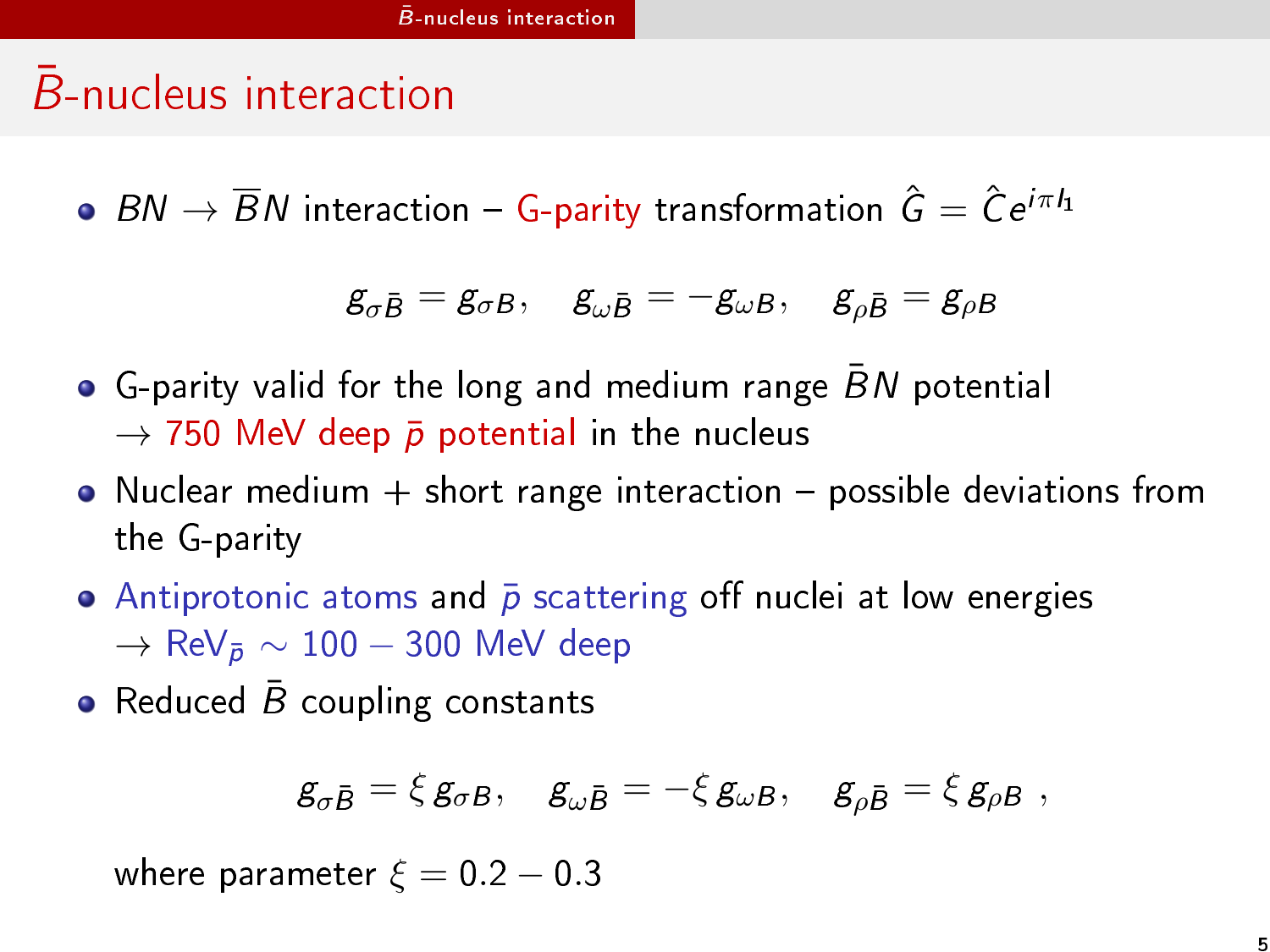# $\bar{B}$-nucleus interaction

- $BN \rightarrow \overline{B}N$ interaction – G-parity transformation $\hat{G} = \hat{C}e^{i\pi I_1}$

$$g_{\sigma\bar{B}} = g_{\sigma B}, \quad g_{\omega\bar{B}} = -g_{\omega B}, \quad g_{\rho\bar{B}} = g_{\rho B}$$

- G-parity valid for the long and medium range $\bar{B}N$ potential $\rightarrow$ 750 MeV deep $\bar{p}$ potential in the nucleus
- Nuclear medium + short range interaction – possible deviations from the G-parity
- Antiprotonic atoms and $\bar{p}$ scattering off nuclei at low energies $\rightarrow$ Re$V_{\bar{p}} \sim 100 - 300$ MeV deep
- Reduced $\bar{B}$ coupling constants

$$g_{\sigma\bar{B}} = \xi\, g_{\sigma B}, \quad g_{\omega\bar{B}} = -\xi\, g_{\omega B}, \quad g_{\rho\bar{B}} = \xi\, g_{\rho B} \ ,$$

where parameter $\xi = 0.2 - 0.3$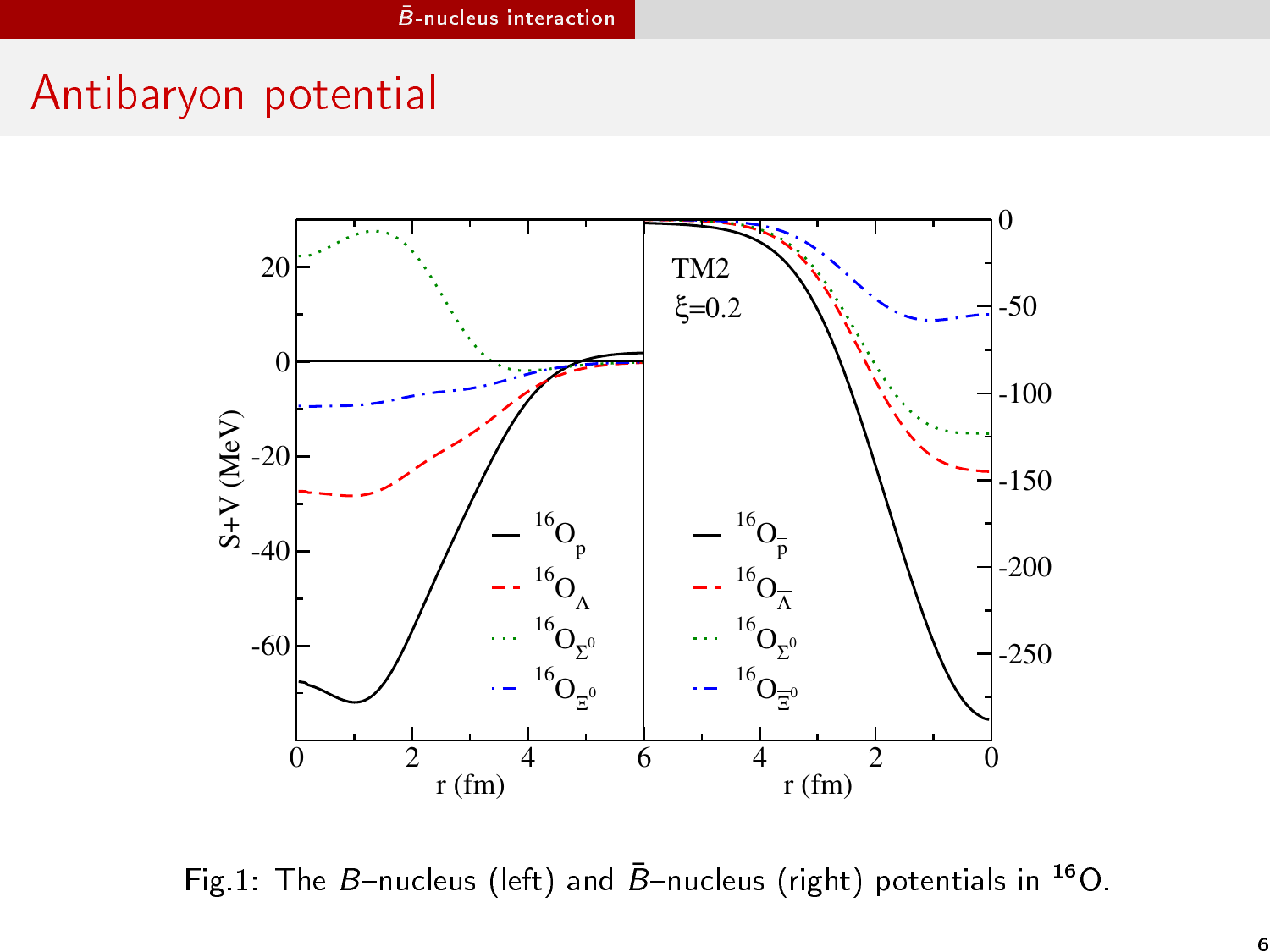# Antibaryon potential

S+V (MeV)

20

0

-20

-40

-60

0

2

4

6

r (fm)

TM2

$\xi$=0.2

$^{16}O_p$

$^{16}O_\Lambda$

$^{16}O_{\Sigma^0}$

$^{16}O_{\Xi^0}$

$^{16}O_{\bar{p}}$

$^{16}O_{\bar{\Lambda}}$

$^{16}O_{\bar{\Sigma}^0}$

$^{16}O_{\bar{\Xi}^0}$

6

4

2

0

r (fm)

0

-50

-100

-150

-200

-250

Fig.1: The $B$–nucleus (left) and $\bar{B}$–nucleus (right) potentials in $^{16}$O.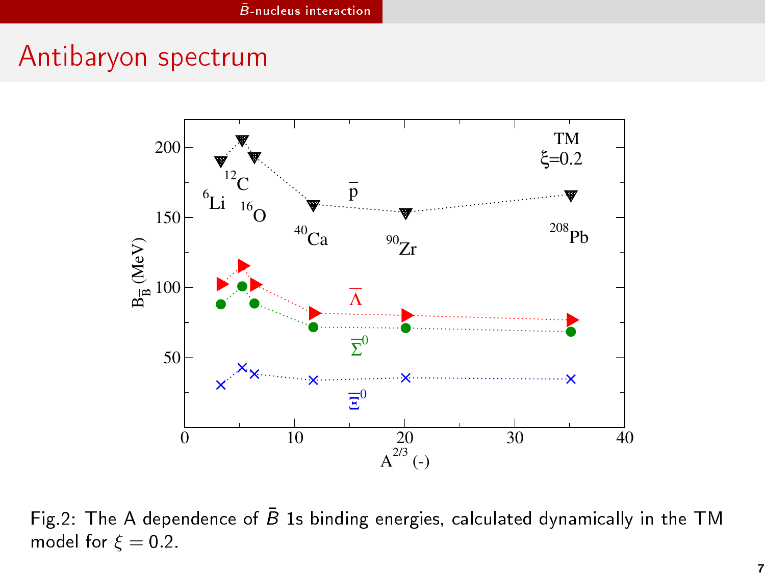# Antibaryon spectrum

TM

$\xi$=0.2

$\bar{p}$

$^{6}$Li

$^{12}$C

$^{16}$O

$^{40}$Ca

$^{90}$Zr

$^{208}$Pb

$\bar{\Lambda}$

$\bar{\Sigma}^0$

$\bar{\Xi}^0$

$B_{\bar{B}}$ (MeV)

200

150

100

50

0

10

20

30

40

$A^{2/3}$ (-)

Fig.2: The A dependence of $\bar{B}$ 1s binding energies, calculated dynamically in the TM model for $\xi = 0.2$.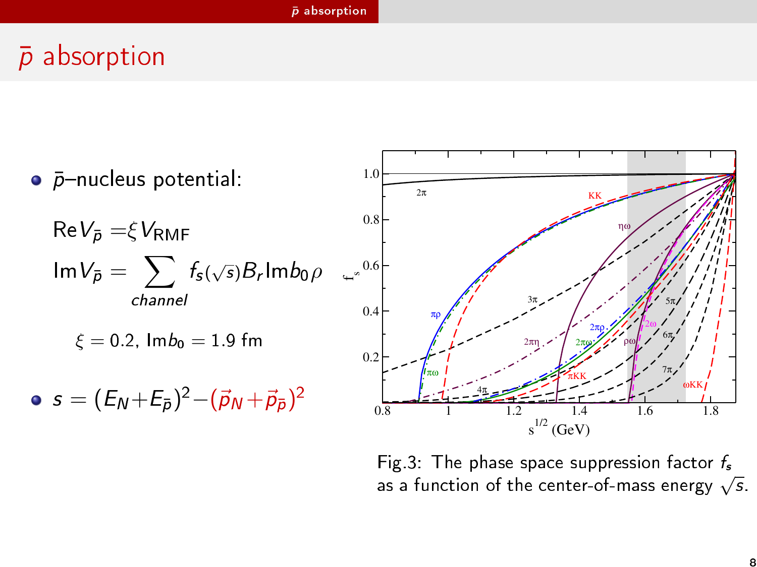# $\bar{p}$ absorption

- $\bar{p}$–nucleus potential:

$$\mathrm{Re}V_{\bar{p}} = \xi V_{\mathrm{RMF}}$$

$$\mathrm{Im}V_{\bar{p}} = \sum_{channel} f_s(\sqrt{s}) B_r \mathrm{Im}b_0 \rho$$

$$\xi = 0.2,\ \mathrm{Im}b_0 = 1.9\ \mathrm{fm}$$

- $s = (E_N + E_{\bar{p}})^2 - (\vec{p}_N + \vec{p}_{\bar{p}})^2$

1.0
0.8
0.6
0.4
0.2
$f_s$
0.8
1
1.2
1.4
1.6
1.8
$s^{1/2}$ (GeV)
2π
KK
ηω
3π
πρ
πω
2πη
2πρ
2πω
ρω
2ω
5π
6π
7π
πKK
4π
ωKK

Fig.3: The phase space suppression factor $f_s$ as a function of the center-of-mass energy $\sqrt{s}$.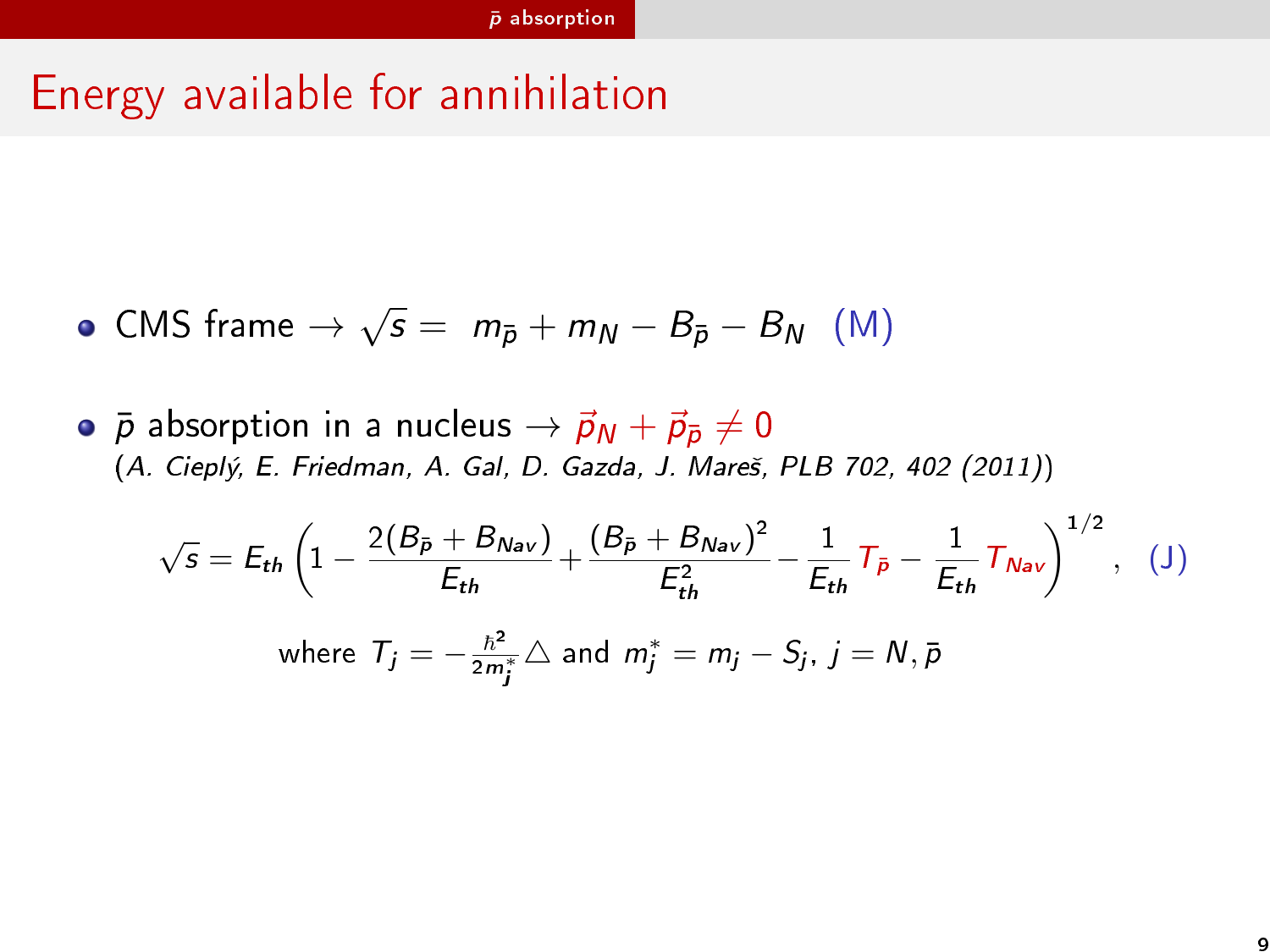# Energy available for annihilation

- CMS frame $\rightarrow \sqrt{s} = \; m_{\bar{p}} + m_N - B_{\bar{p}} - B_N$ (M)

- $\bar{p}$ absorption in a nucleus $\rightarrow \vec{p}_N + \vec{p}_{\bar{p}} \neq 0$
  *(A. Cieplý, E. Friedman, A. Gal, D. Gazda, J. Mareš, PLB 702, 402 (2011))*

$$\sqrt{s} = E_{th}\left(1 - \frac{2(B_{\bar{p}} + B_{Nav})}{E_{th}} + \frac{(B_{\bar{p}} + B_{Nav})^2}{E_{th}^2} - \frac{1}{E_{th}} T_{\bar{p}} - \frac{1}{E_{th}} T_{Nav}\right)^{1/2}, \quad \text{(J)}$$

where $T_j = -\frac{\hbar^2}{2m_j^*}\triangle$ and $m_j^* = m_j - S_j$, $j = N, \bar{p}$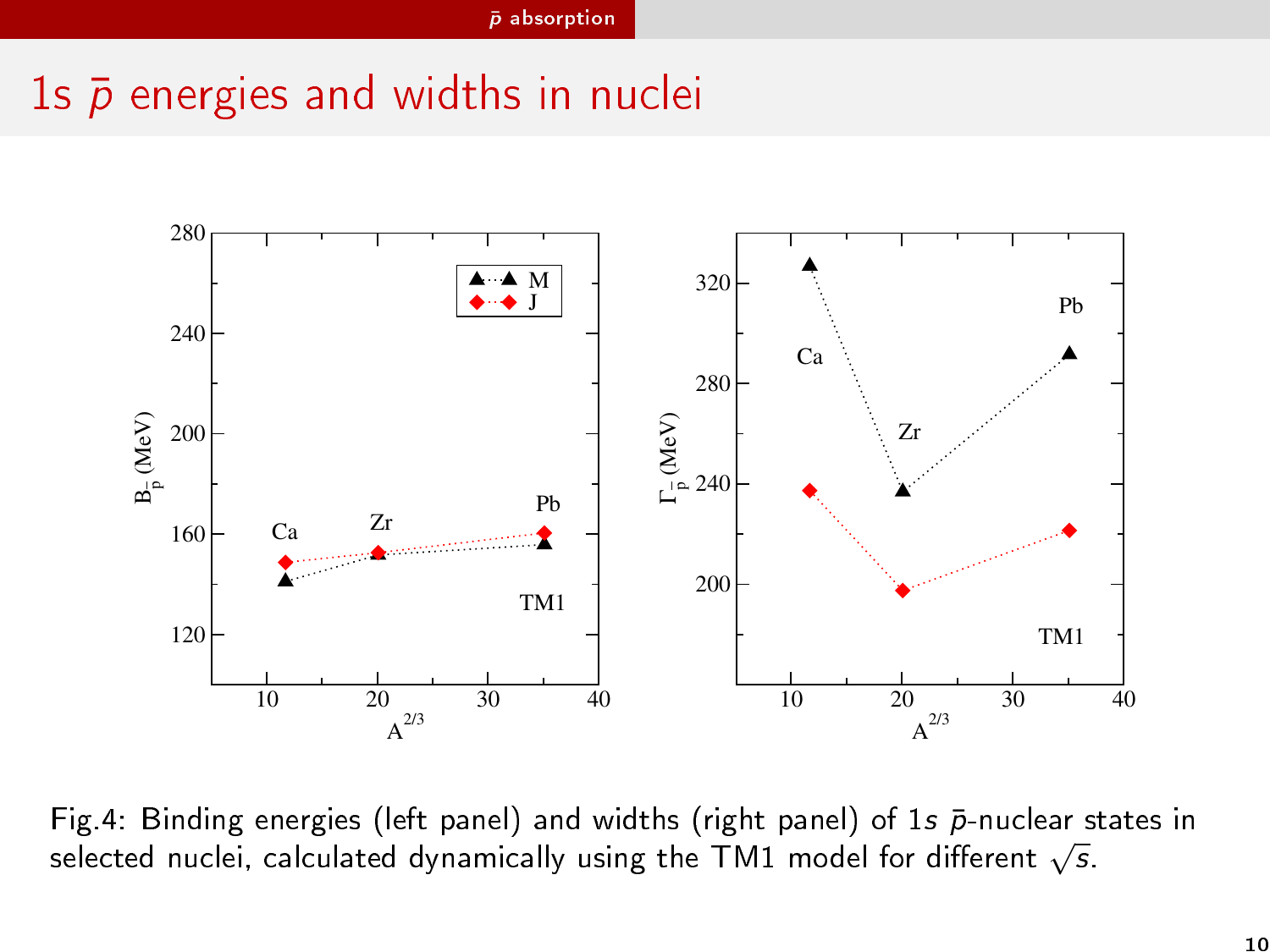# 1s $\bar{p}$ energies and widths in nuclei

280
240
200
160
120
$B_{\bar{p}}$ (MeV)
10
20
30
40
$A^{2/3}$
M
J
Ca
Zr
Pb
TM1

320
280
240
200
$\Gamma_{\bar{p}}$ (MeV)
10
20
30
40
$A^{2/3}$
Ca
Zr
Pb
TM1

Fig.4: Binding energies (left panel) and widths (right panel) of 1*s* $\bar{p}$-nuclear states in selected nuclei, calculated dynamically using the TM1 model for different $\sqrt{s}$.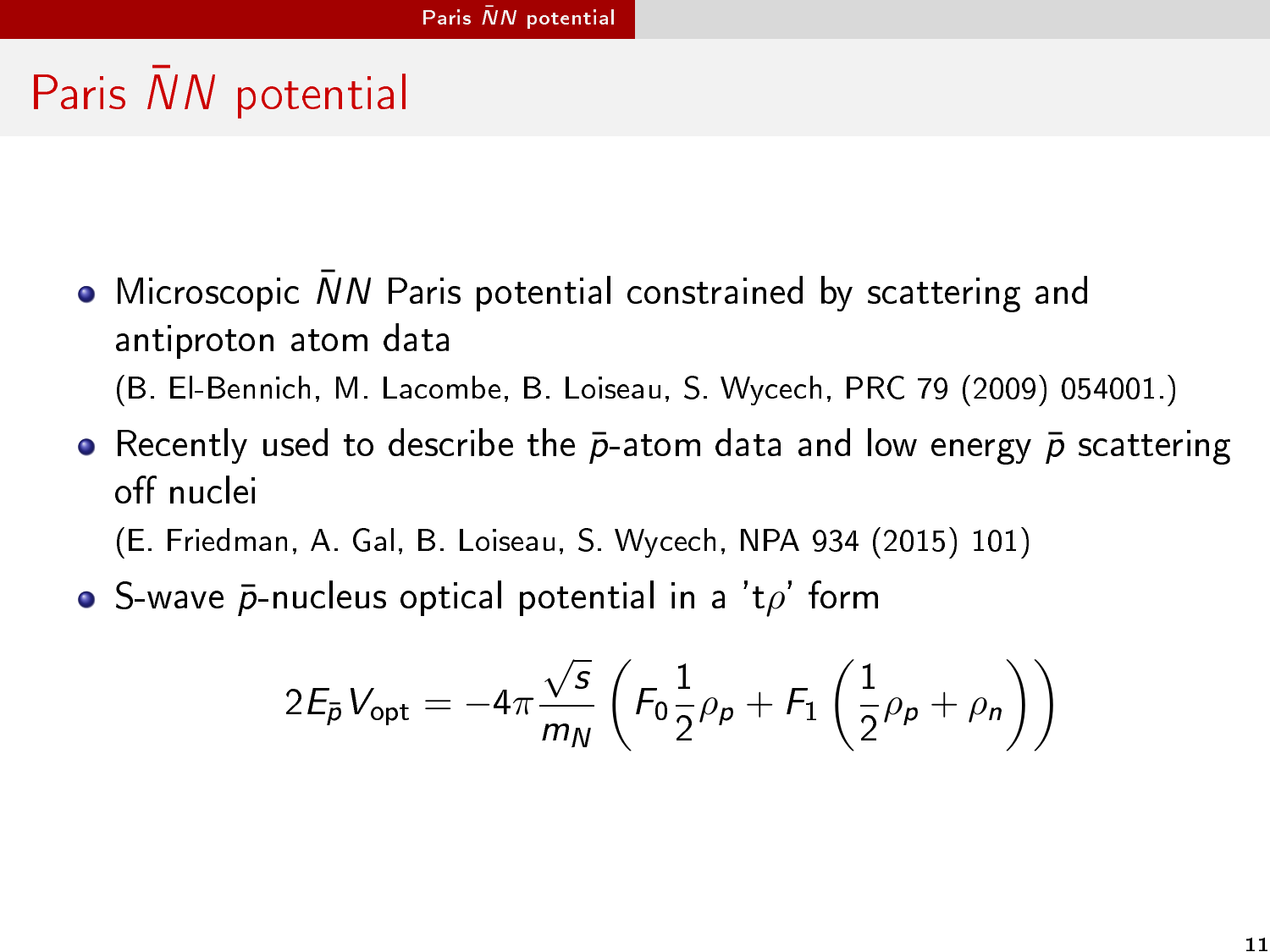# Paris $\bar{N}N$ potential

- Microscopic $\bar{N}N$ Paris potential constrained by scattering and antiproton atom data

  (B. El-Bennich, M. Lacombe, B. Loiseau, S. Wycech, PRC 79 (2009) 054001.)

- Recently used to describe the $\bar{p}$-atom data and low energy $\bar{p}$ scattering off nuclei

  (E. Friedman, A. Gal, B. Loiseau, S. Wycech, NPA 934 (2015) 101)

- S-wave $\bar{p}$-nucleus optical potential in a 't$\rho$' form

$$2E_{\bar{p}}V_{\rm opt} = -4\pi\frac{\sqrt{s}}{m_N}\left(F_0\frac{1}{2}\rho_p + F_1\left(\frac{1}{2}\rho_p + \rho_n\right)\right)$$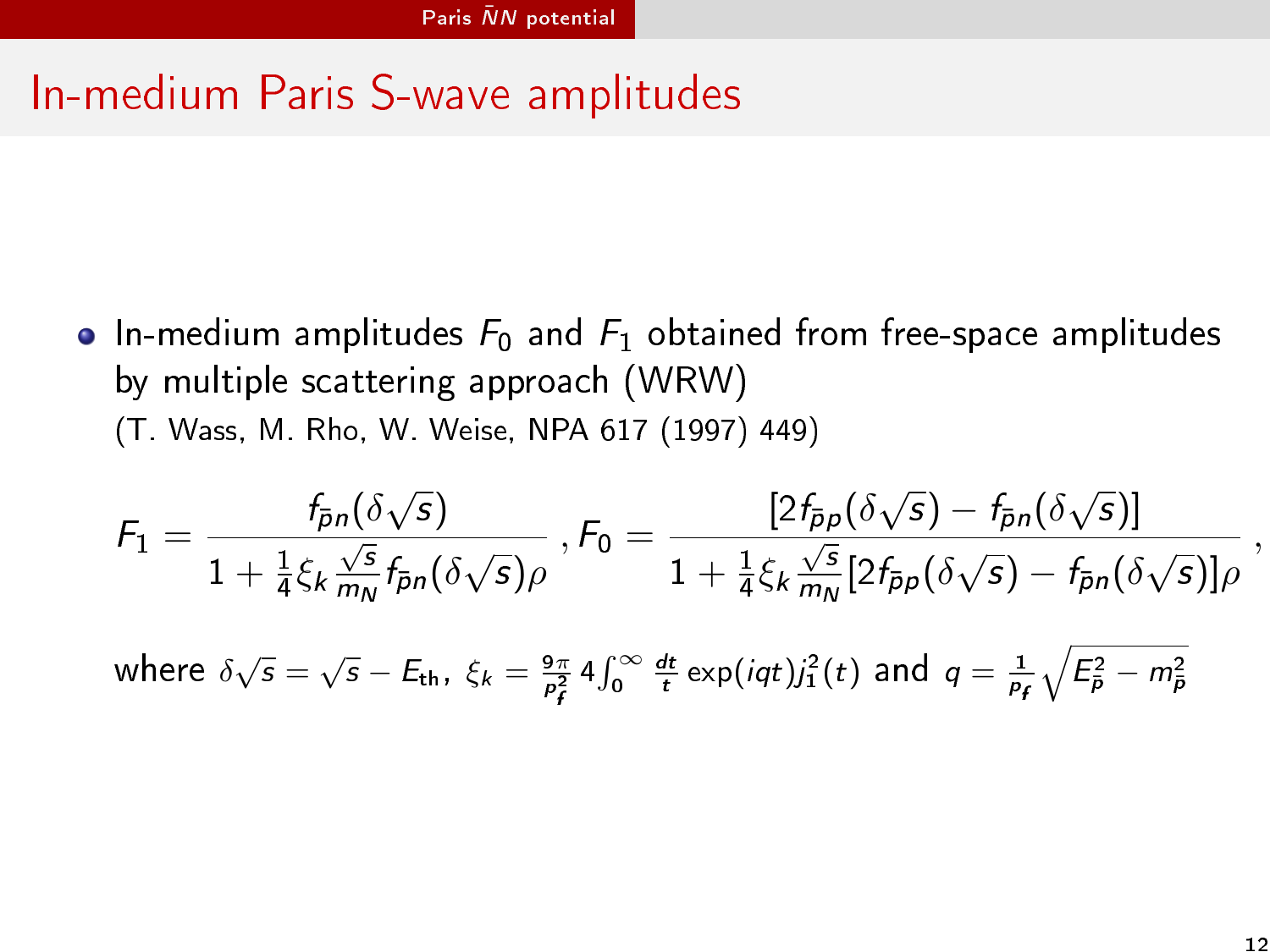# In-medium Paris S-wave amplitudes

- In-medium amplitudes $F_0$ and $F_1$ obtained from free-space amplitudes by multiple scattering approach (WRW)
  (T. Wass, M. Rho, W. Weise, NPA 617 (1997) 449)

$$F_1 = \frac{f_{\bar{p}n}(\delta\sqrt{s})}{1 + \frac{1}{4}\xi_k \frac{\sqrt{s}}{m_N} f_{\bar{p}n}(\delta\sqrt{s})\rho} \,, F_0 = \frac{[2f_{\bar{p}p}(\delta\sqrt{s}) - f_{\bar{p}n}(\delta\sqrt{s})]}{1 + \frac{1}{4}\xi_k \frac{\sqrt{s}}{m_N}[2f_{\bar{p}p}(\delta\sqrt{s}) - f_{\bar{p}n}(\delta\sqrt{s})]\rho} \,,$$

where $\delta\sqrt{s} = \sqrt{s} - E_{\text{th}}$, $\xi_k = \frac{9\pi}{p_f^2} 4\int_0^\infty \frac{dt}{t} \exp(iqt) j_1^2(t)$ and $q = \frac{1}{p_f}\sqrt{E_{\bar{p}}^2 - m_{\bar{p}}^2}$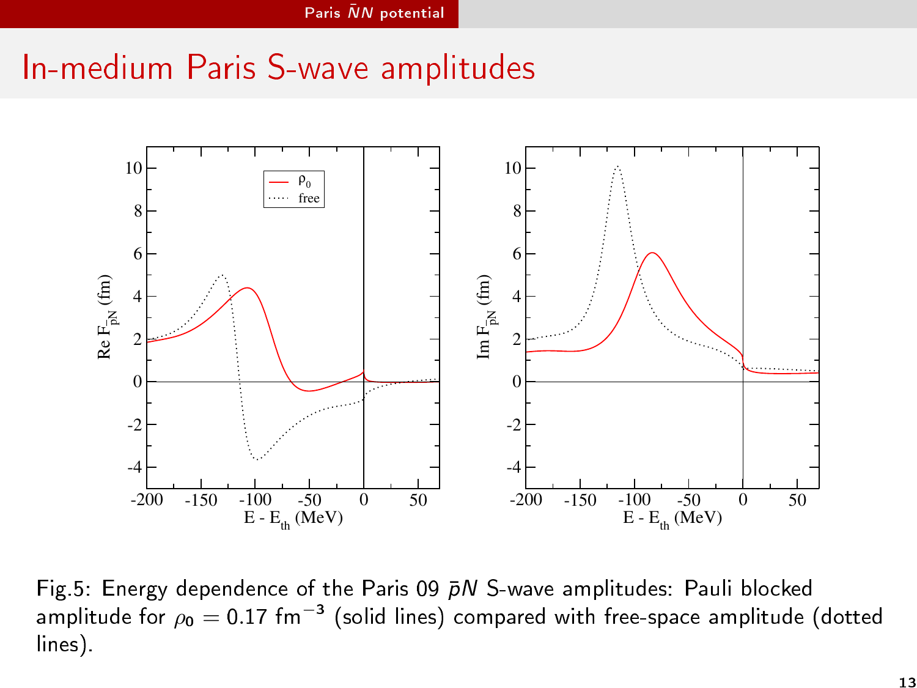# In-medium Paris S-wave amplitudes

$\rho_0$

free

Re $F_{\bar{p}N}$ (fm)

10
8
6
4
2
0
-2
-4

-200 -150 -100 -50 0 50

E - $E_{th}$ (MeV)

Im $F_{\bar{p}N}$ (fm)

10
8
6
4
2
0
-2
-4

-200 -150 -100 -50 0 50

E - $E_{th}$ (MeV)

Fig.5: Energy dependence of the Paris 09 $\bar{p}N$ S-wave amplitudes: Pauli blocked amplitude for $\rho_0 = 0.17$ fm$^{-3}$ (solid lines) compared with free-space amplitude (dotted lines).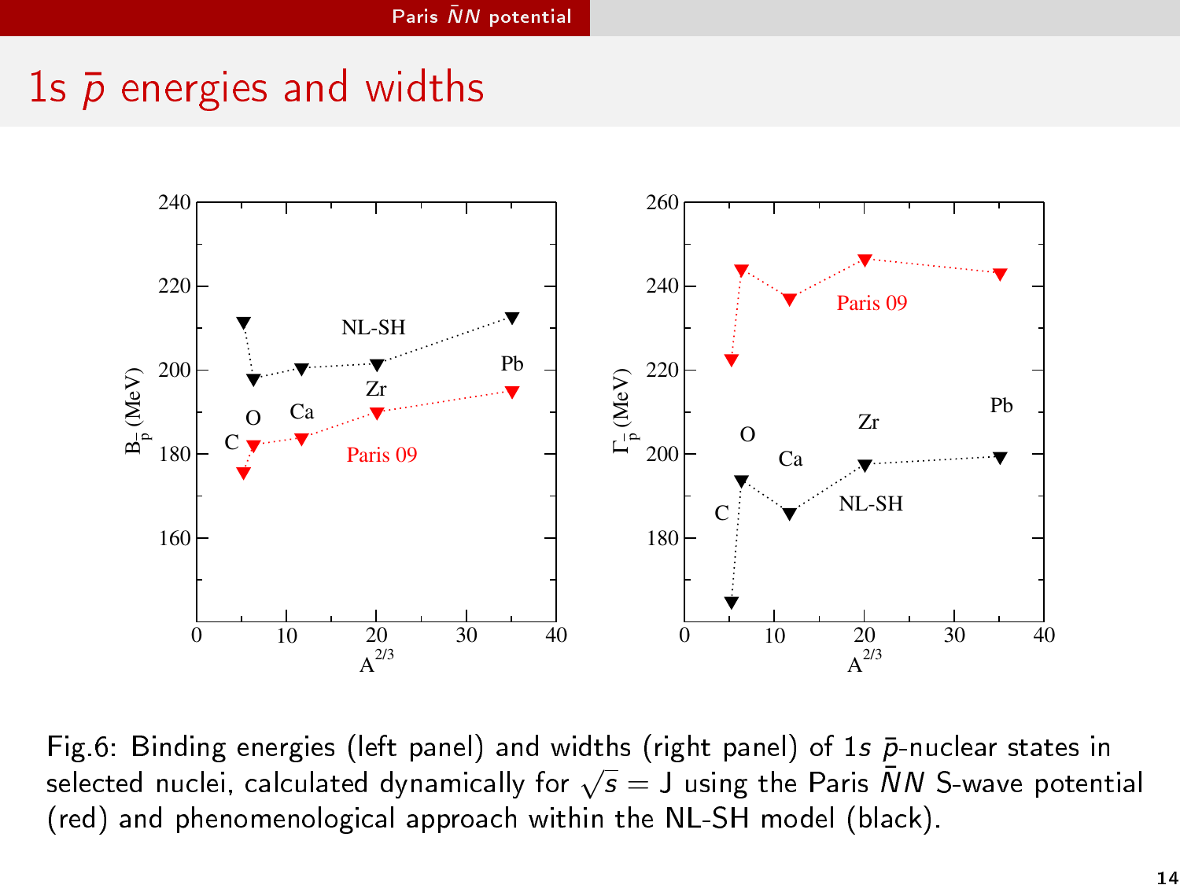# 1s $\bar{p}$ energies and widths

240
220
200
180
160
$B_{\bar{p}}$ (MeV)
0
10
20
30
40
$A^{2/3}$
NL-SH
Paris 09
C
O
Ca
Zr
Pb

260
240
220
200
180
$\Gamma_{\bar{p}}$ (MeV)
0
10
20
30
40
$A^{2/3}$
Paris 09
NL-SH
C
O
Ca
Zr
Pb

Fig.6: Binding energies (left panel) and widths (right panel) of 1$s$ $\bar{p}$-nuclear states in selected nuclei, calculated dynamically for $\sqrt{s}$ = J using the Paris $\bar{N}N$ S-wave potential (red) and phenomenological approach within the NL-SH model (black).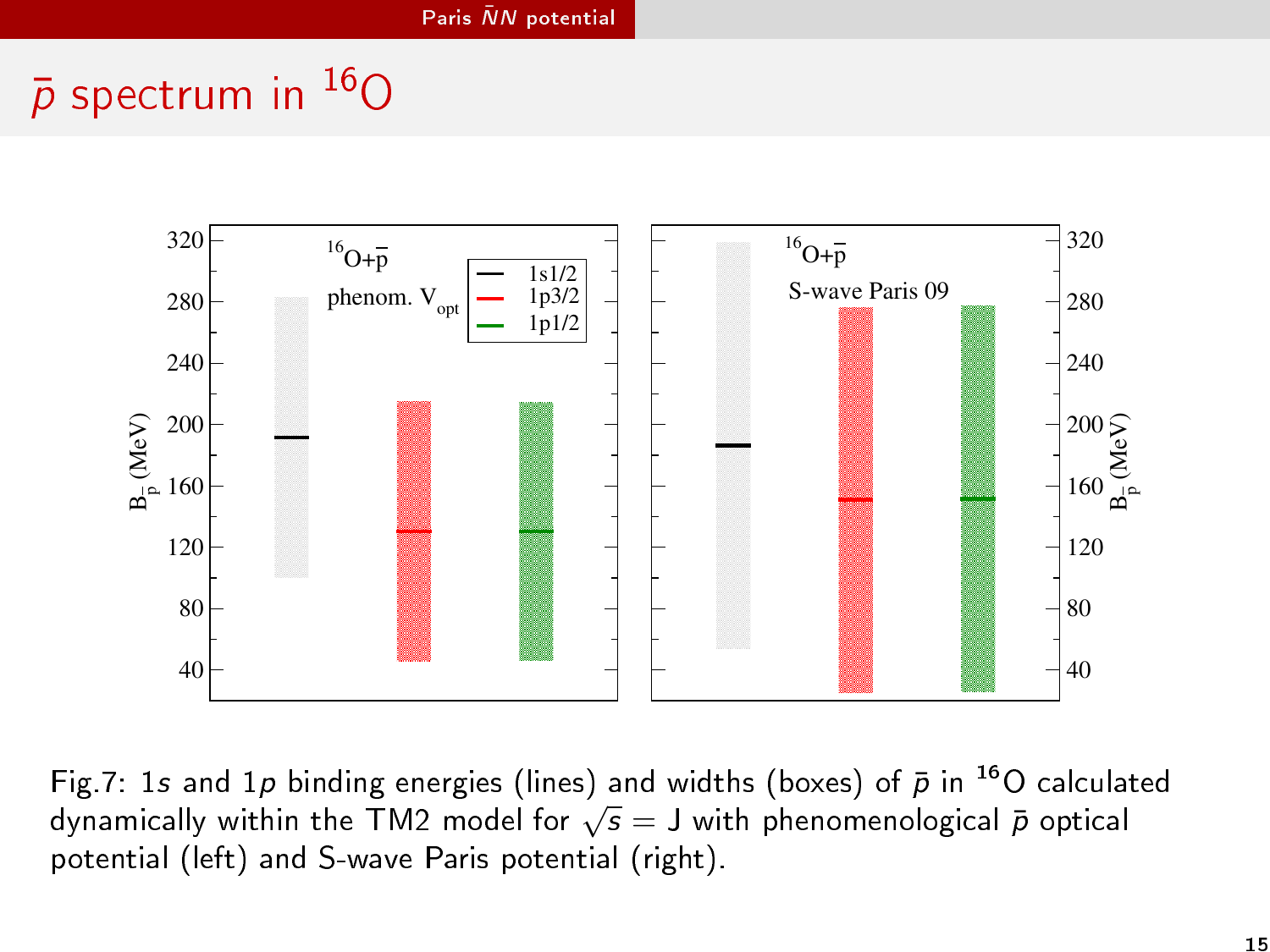# $\bar{p}$ spectrum in $^{16}$O

$^{16}$O+$\bar{p}$

phenom. $V_{opt}$

1s1/2

1p3/2

1p1/2

$B_{\bar{p}}$ (MeV)

320

280

240

200

160

120

80

40

$^{16}$O+$\bar{p}$

S-wave Paris 09

Fig.7: 1$s$ and 1$p$ binding energies (lines) and widths (boxes) of $\bar{p}$ in $^{16}$O calculated dynamically within the TM2 model for $\sqrt{s}$ = J with phenomenological $\bar{p}$ optical potential (left) and S-wave Paris potential (right).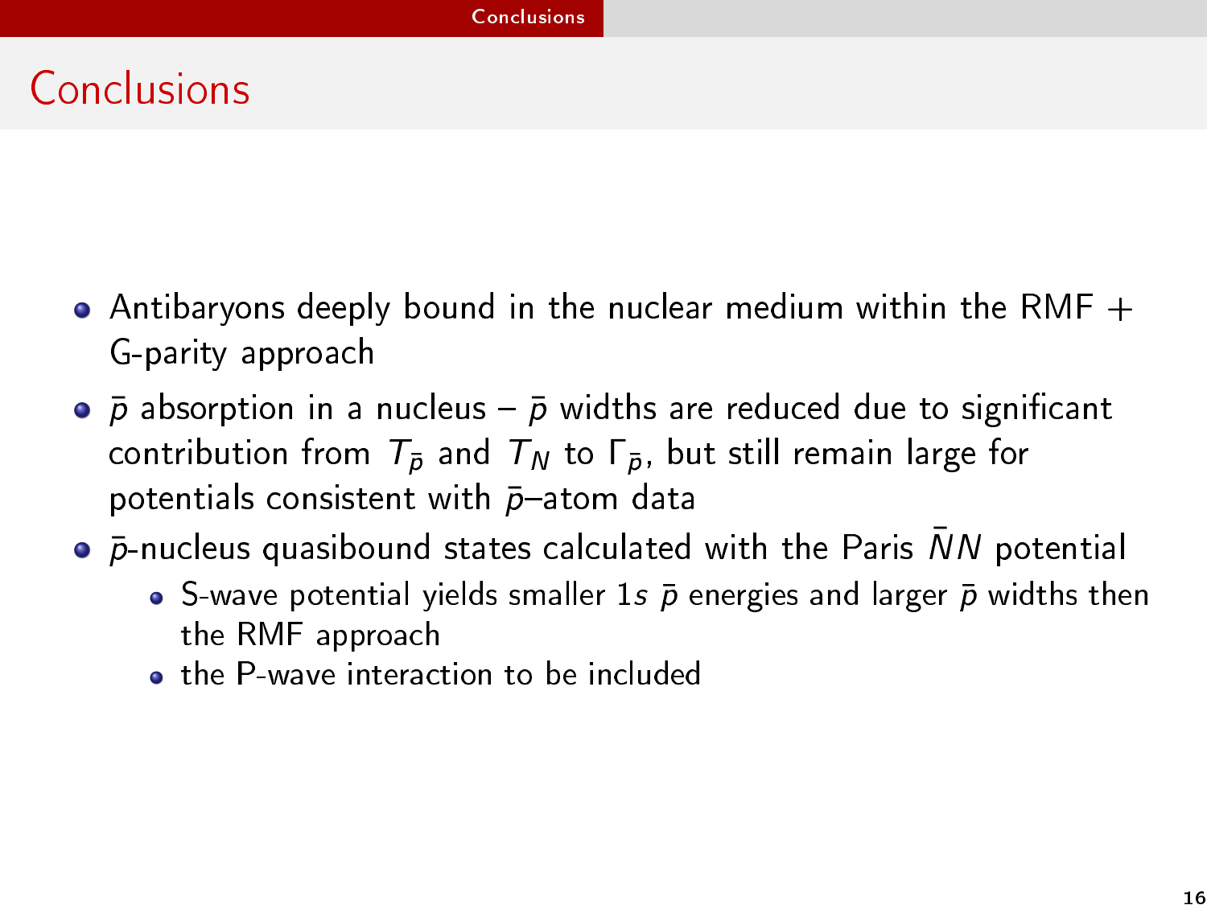# Conclusions

- Antibaryons deeply bound in the nuclear medium within the RMF + G-parity approach
- $\bar{p}$ absorption in a nucleus – $\bar{p}$ widths are reduced due to significant contribution from $T_{\bar{p}}$ and $T_N$ to $\Gamma_{\bar{p}}$, but still remain large for potentials consistent with $\bar{p}$–atom data
- $\bar{p}$-nucleus quasibound states calculated with the Paris $\bar{N}N$ potential
  - S-wave potential yields smaller $1s$ $\bar{p}$ energies and larger $\bar{p}$ widths then the RMF approach
  - the P-wave interaction to be included